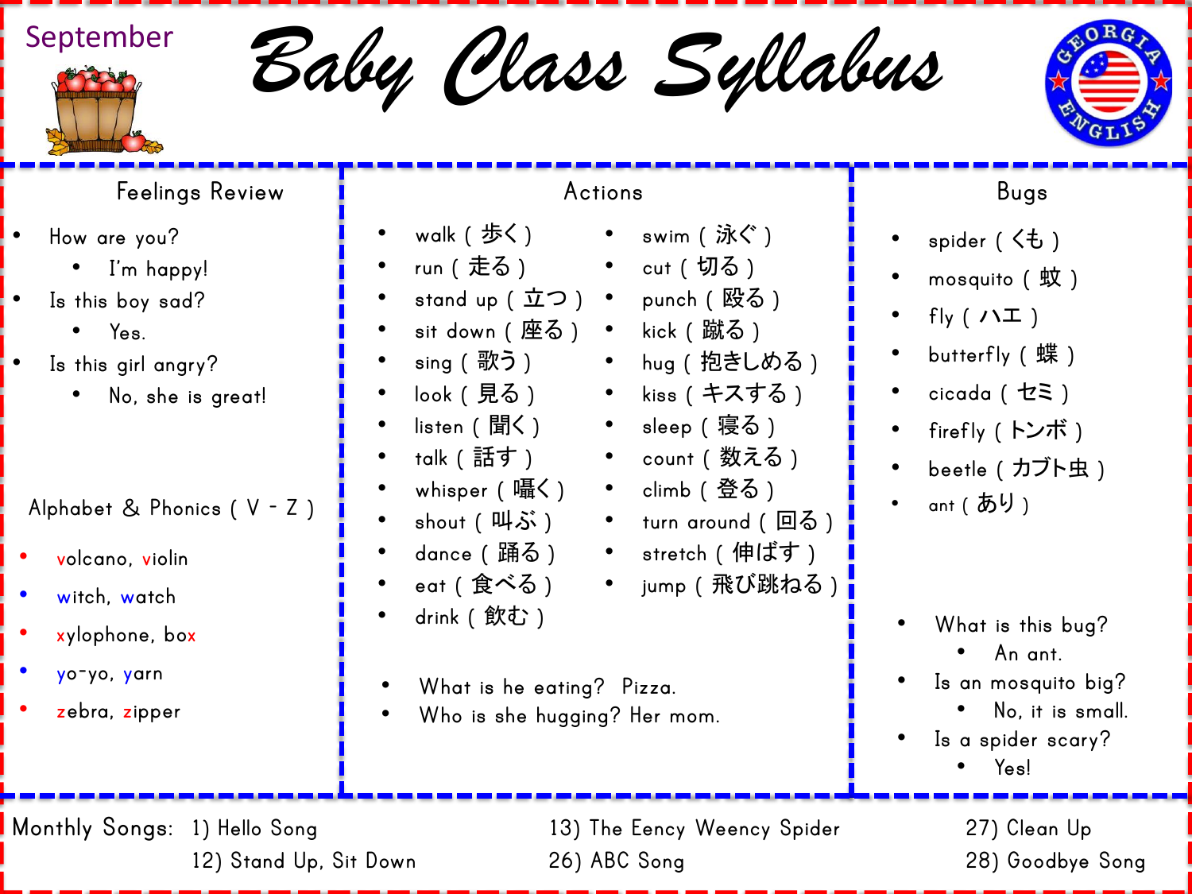September

# Baby Class Syllabus

GEORGIA ENGLISH

## Feelings Review

- How are you?
  - I'm happy!
- Is this boy sad?
  - Yes.
- Is this girl angry?
  - No, she is great!

## Alphabet & Phonics ( V - Z )

- volcano, violin
- witch, watch
- xylophone, box
- yo-yo, yarn
- zebra, zipper

## Actions

- walk ( 歩く )
- run ( 走る )
- stand up ( 立つ )
- sit down ( 座る )
- sing ( 歌う )
- look ( 見る )
- listen ( 聞く )
- talk ( 話す )
- whisper ( 囁く )
- shout ( 叫ぶ )
- dance ( 踊る )
- eat ( 食べる )
- drink ( 飲む )
- swim ( 泳ぐ )
- cut ( 切る )
- punch ( 殴る )
- kick ( 蹴る )
- hug ( 抱きしめる )
- kiss ( キスする )
- sleep ( 寝る )
- count ( 数える )
- climb ( 登る )
- turn around ( 回る )
- stretch ( 伸ばす )
- jump ( 飛び跳ねる )

- What is he eating? Pizza.
- Who is she hugging? Her mom.

## Bugs

- spider ( くも )
- mosquito ( 蚊 )
- fly ( ハエ )
- butterfly ( 蝶 )
- cicada ( セミ )
- firefly ( トンボ )
- beetle ( カブト虫 )
- ant ( あり )

- What is this bug?
  - An ant.
- Is an mosquito big?
  - No, it is small.
- Is a spider scary?
  - Yes!

Monthly Songs:
1) Hello Song
12) Stand Up, Sit Down
13) The Eency Weency Spider
26) ABC Song
27) Clean Up
28) Goodbye Song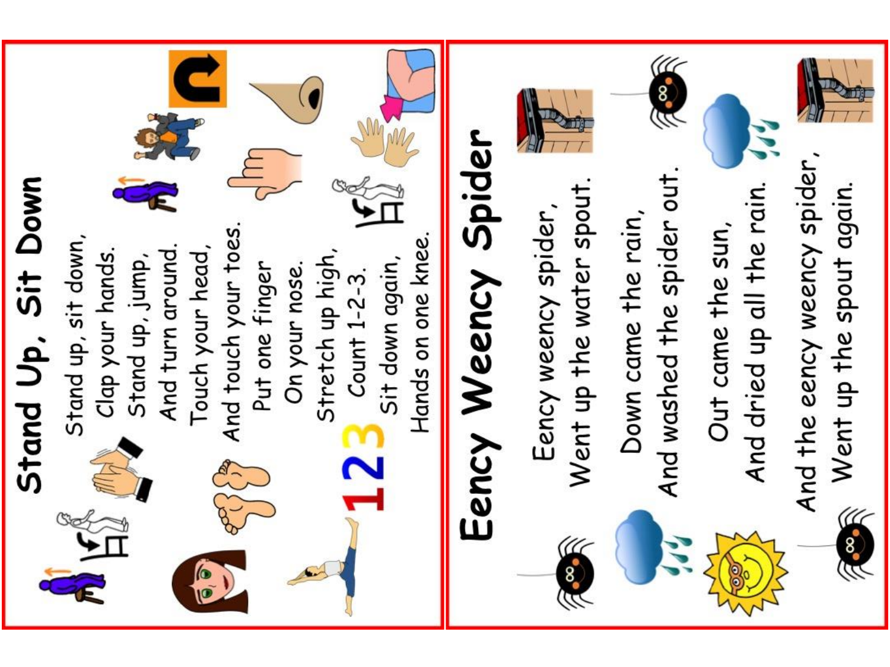# Stand Up, Sit Down

Stand up, sit down,
Clap your hands.
Stand up, jump,
And turn around.
Touch your head,
And touch your toes.
Put one finger
On your nose.
Stretch up high,
Count 1-2-3.
Sit down again,
Hands on one knee.

123

# Eency Weency Spider

Eency weency spider,
Went up the water spout.
Down came the rain,
And washed the spider out.
Out came the sun,
And dried up all the rain.
And the eency weency spider,
Went up the spout again.